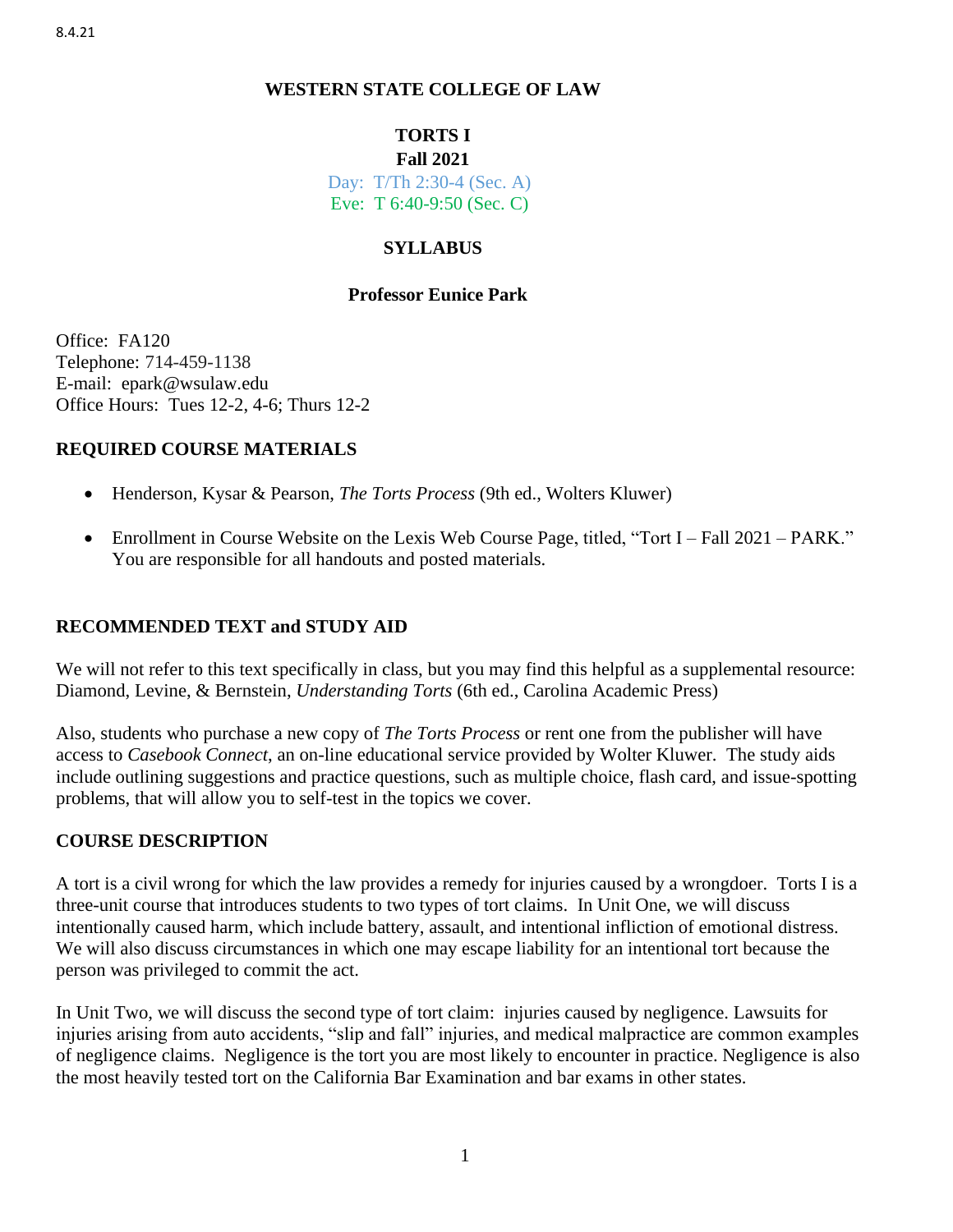8.4.21

**WESTERN STATE COLLEGE OF LAW**

**TORTS I**
**Fall 2021**
Day: T/Th 2:30-4 (Sec. A)
Eve: T 6:40-9:50 (Sec. C)

**SYLLABUS**

**Professor Eunice Park**

Office: FA120
Telephone: 714-459-1138
E-mail: epark@wsulaw.edu
Office Hours: Tues 12-2, 4-6; Thurs 12-2

## REQUIRED COURSE MATERIALS

- Henderson, Kysar & Pearson, *The Torts Process* (9th ed., Wolters Kluwer)
- Enrollment in Course Website on the Lexis Web Course Page, titled, "Tort I – Fall 2021 – PARK." You are responsible for all handouts and posted materials.

## RECOMMENDED TEXT and STUDY AID

We will not refer to this text specifically in class, but you may find this helpful as a supplemental resource: Diamond, Levine, & Bernstein, *Understanding Torts* (6th ed., Carolina Academic Press)

Also, students who purchase a new copy of *The Torts Process* or rent one from the publisher will have access to *Casebook Connect*, an on-line educational service provided by Wolter Kluwer. The study aids include outlining suggestions and practice questions, such as multiple choice, flash card, and issue-spotting problems, that will allow you to self-test in the topics we cover.

## COURSE DESCRIPTION

A tort is a civil wrong for which the law provides a remedy for injuries caused by a wrongdoer. Torts I is a three-unit course that introduces students to two types of tort claims. In Unit One, we will discuss intentionally caused harm, which include battery, assault, and intentional infliction of emotional distress. We will also discuss circumstances in which one may escape liability for an intentional tort because the person was privileged to commit the act.

In Unit Two, we will discuss the second type of tort claim: injuries caused by negligence. Lawsuits for injuries arising from auto accidents, "slip and fall" injuries, and medical malpractice are common examples of negligence claims. Negligence is the tort you are most likely to encounter in practice. Negligence is also the most heavily tested tort on the California Bar Examination and bar exams in other states.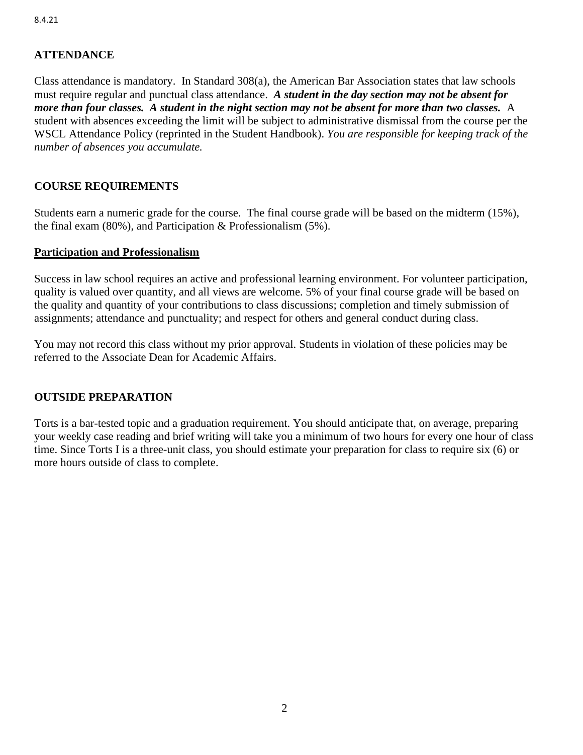## ATTENDANCE

Class attendance is mandatory. In Standard 308(a), the American Bar Association states that law schools must require regular and punctual class attendance. ***A student in the day section may not be absent for more than four classes. A student in the night section may not be absent for more than two classes.*** A student with absences exceeding the limit will be subject to administrative dismissal from the course per the WSCL Attendance Policy (reprinted in the Student Handbook). *You are responsible for keeping track of the number of absences you accumulate.*

## COURSE REQUIREMENTS

Students earn a numeric grade for the course. The final course grade will be based on the midterm (15%), the final exam (80%), and Participation & Professionalism (5%).

### Participation and Professionalism

Success in law school requires an active and professional learning environment. For volunteer participation, quality is valued over quantity, and all views are welcome. 5% of your final course grade will be based on the quality and quantity of your contributions to class discussions; completion and timely submission of assignments; attendance and punctuality; and respect for others and general conduct during class.

You may not record this class without my prior approval. Students in violation of these policies may be referred to the Associate Dean for Academic Affairs.

## OUTSIDE PREPARATION

Torts is a bar-tested topic and a graduation requirement. You should anticipate that, on average, preparing your weekly case reading and brief writing will take you a minimum of two hours for every one hour of class time. Since Torts I is a three-unit class, you should estimate your preparation for class to require six (6) or more hours outside of class to complete.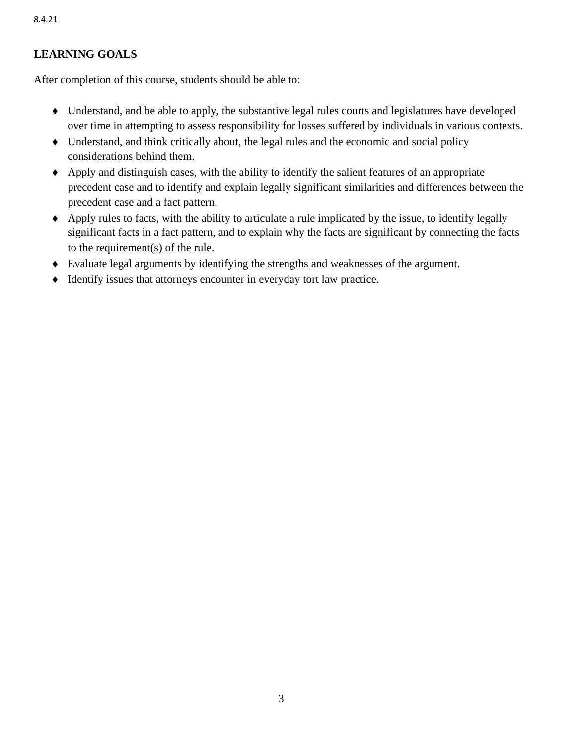## LEARNING GOALS

After completion of this course, students should be able to:

- Understand, and be able to apply, the substantive legal rules courts and legislatures have developed over time in attempting to assess responsibility for losses suffered by individuals in various contexts.
- Understand, and think critically about, the legal rules and the economic and social policy considerations behind them.
- Apply and distinguish cases, with the ability to identify the salient features of an appropriate precedent case and to identify and explain legally significant similarities and differences between the precedent case and a fact pattern.
- Apply rules to facts, with the ability to articulate a rule implicated by the issue, to identify legally significant facts in a fact pattern, and to explain why the facts are significant by connecting the facts to the requirement(s) of the rule.
- Evaluate legal arguments by identifying the strengths and weaknesses of the argument.
- Identify issues that attorneys encounter in everyday tort law practice.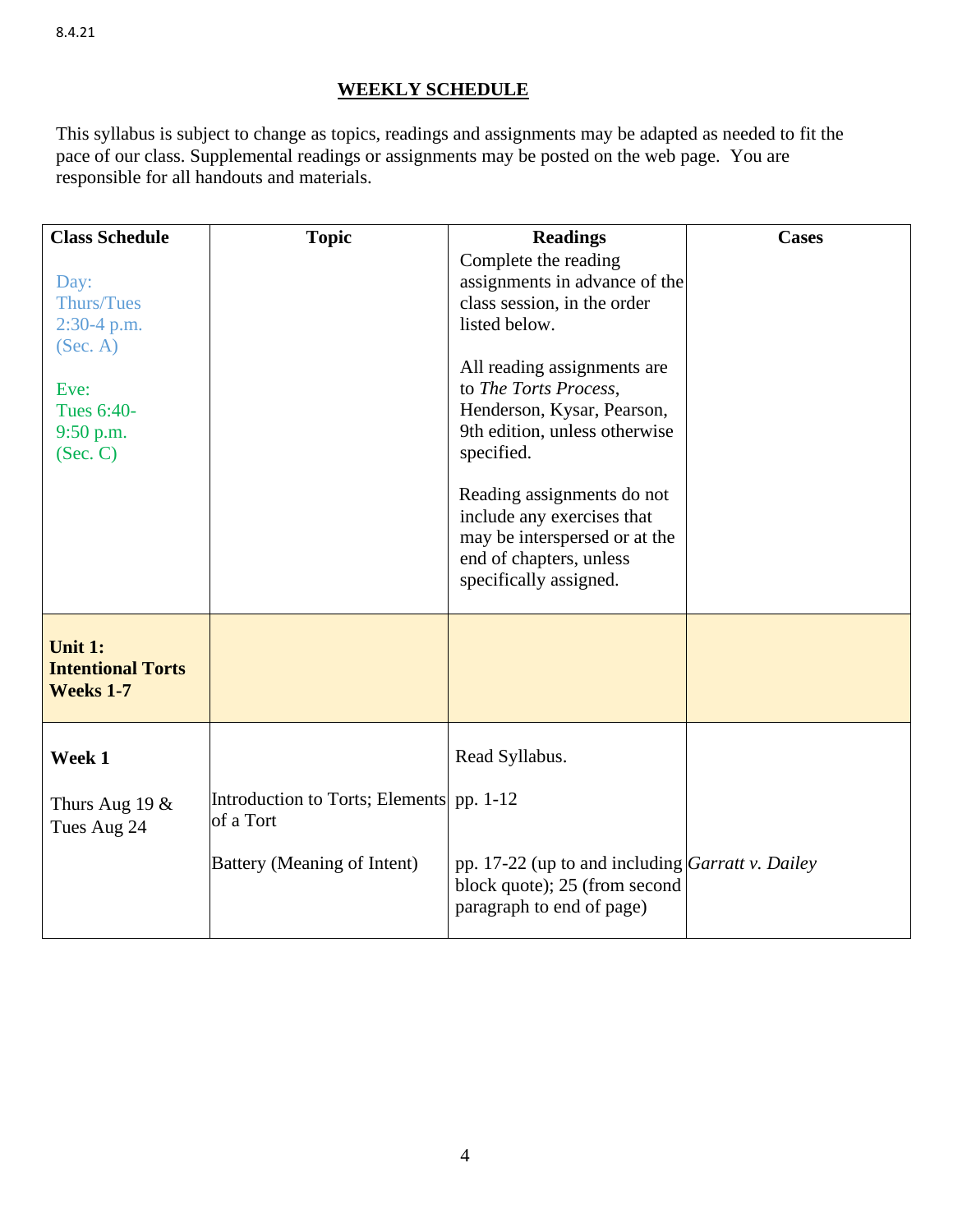8.4.21

## WEEKLY SCHEDULE

This syllabus is subject to change as topics, readings and assignments may be adapted as needed to fit the pace of our class. Supplemental readings or assignments may be posted on the web page. You are responsible for all handouts and materials.

| Class Schedule | Topic | Readings | Cases |
|---|---|---|---|
| Day: Thurs/Tues 2:30-4 p.m. (Sec. A)<br><br>Eve: Tues 6:40-9:50 p.m. (Sec. C) | | Complete the reading assignments in advance of the class session, in the order listed below.<br><br>All reading assignments are to *The Torts Process*, Henderson, Kysar, Pearson, 9th edition, unless otherwise specified.<br><br>Reading assignments do not include any exercises that may be interspersed or at the end of chapters, unless specifically assigned. | |
| **Unit 1: Intentional Torts Weeks 1-7** | | | |
| **Week 1**<br><br>Thurs Aug 19 & Tues Aug 24 | <br><br>Introduction to Torts; Elements of a Tort<br><br>Battery (Meaning of Intent) | Read Syllabus.<br><br>pp. 1-12<br><br>pp. 17-22 (up to and including block quote); 25 (from second paragraph to end of page) | <br><br><br><br>*Garratt v. Dailey* |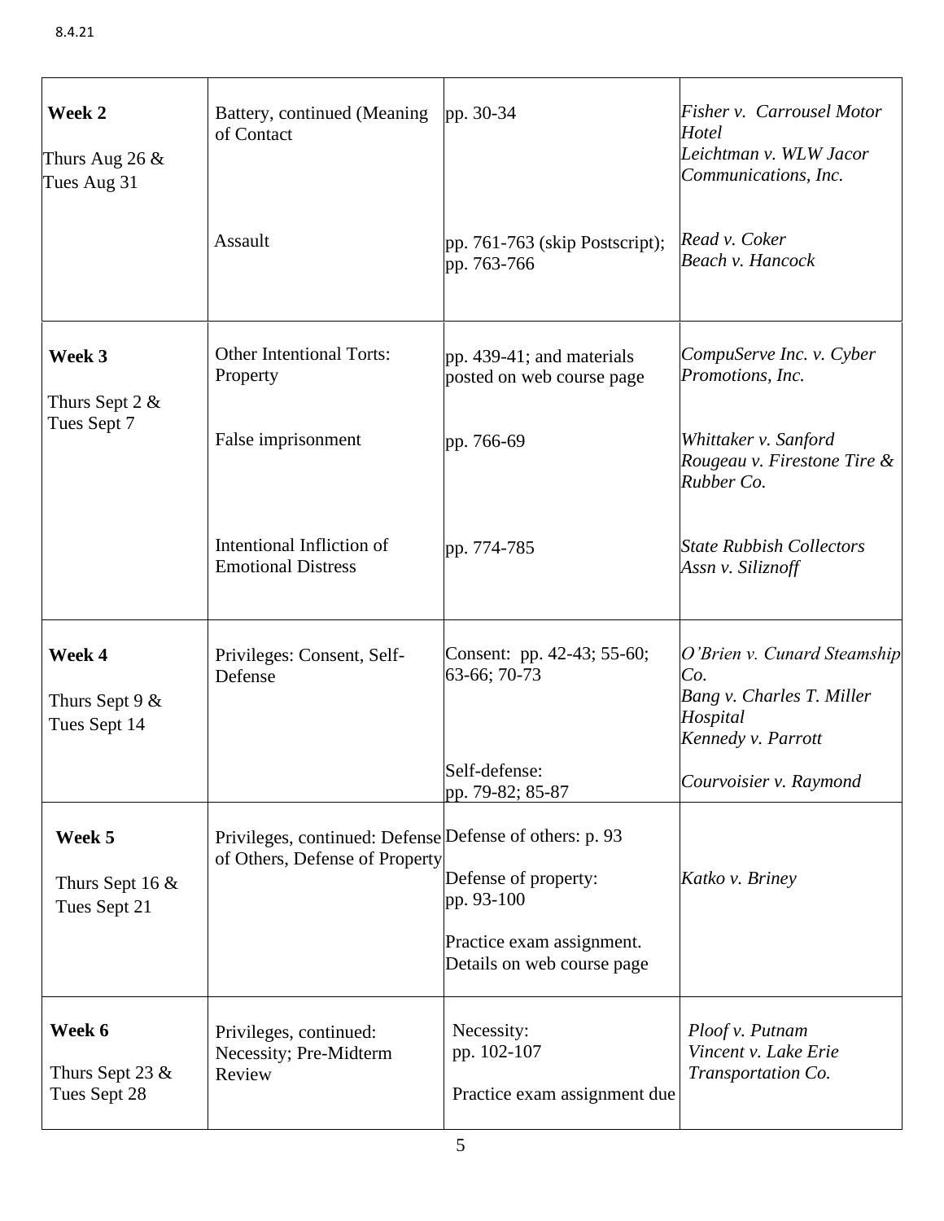| | | | |
|---|---|---|---|
| **Week 2**<br><br>Thurs Aug 26 & Tues Aug 31 | Battery, continued (Meaning of Contact<br><br>Assault | pp. 30-34<br><br>pp. 761-763 (skip Postscript); pp. 763-766 | *Fisher v. Carrousel Motor Hotel*<br>*Leichtman v. WLW Jacor Communications, Inc.*<br><br>*Read v. Coker*<br>*Beach v. Hancock* |
| **Week 3**<br><br>Thurs Sept 2 & Tues Sept 7 | Other Intentional Torts: Property<br><br>False imprisonment<br><br>Intentional Infliction of Emotional Distress | pp. 439-41; and materials posted on web course page<br><br>pp. 766-69<br><br>pp. 774-785 | *CompuServe Inc. v. Cyber Promotions, Inc.*<br><br>*Whittaker v. Sanford*<br>*Rougeau v. Firestone Tire & Rubber Co.*<br><br>*State Rubbish Collectors Assn v. Siliznoff* |
| **Week 4**<br><br>Thurs Sept 9 & Tues Sept 14 | Privileges: Consent, Self-Defense | Consent: pp. 42-43; 55-60; 63-66; 70-73<br><br>Self-defense: pp. 79-82; 85-87 | *O'Brien v. Cunard Steamship Co.*<br>*Bang v. Charles T. Miller Hospital*<br>*Kennedy v. Parrott*<br><br>*Courvoisier v. Raymond* |
| **Week 5**<br><br>Thurs Sept 16 & Tues Sept 21 | Privileges, continued: Defense of Others, Defense of Property | Defense of others: p. 93<br><br>Defense of property: pp. 93-100<br><br>Practice exam assignment. Details on web course page | *Katko v. Briney* |
| **Week 6**<br><br>Thurs Sept 23 & Tues Sept 28 | Privileges, continued: Necessity; Pre-Midterm Review | Necessity: pp. 102-107<br><br>Practice exam assignment due | *Ploof v. Putnam*<br>*Vincent v. Lake Erie Transportation Co.* |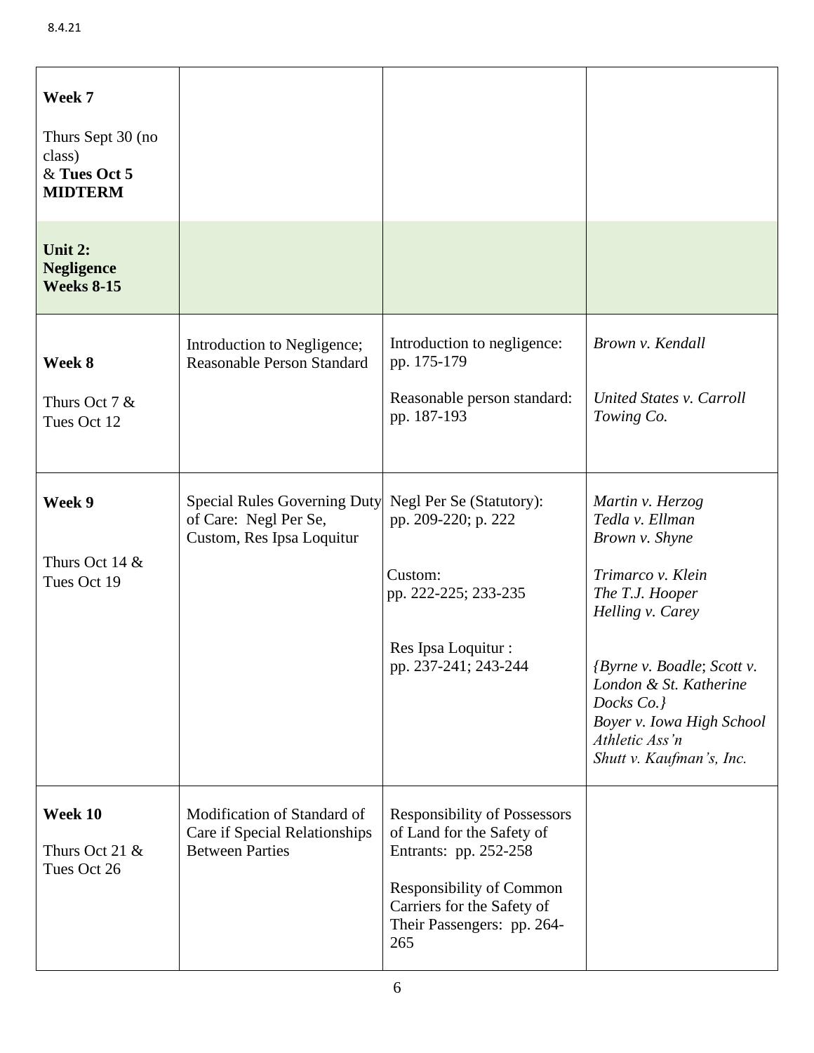8.4.21

| **Week 7**<br><br>Thurs Sept 30 (no class) & **Tues Oct 5 MIDTERM** | | | |
|---|---|---|---|
| **Unit 2: Negligence Weeks 8-15** | | | |
| **Week 8**<br><br>Thurs Oct 7 & Tues Oct 12 | Introduction to Negligence; Reasonable Person Standard | Introduction to negligence: pp. 175-179<br><br>Reasonable person standard: pp. 187-193 | *Brown v. Kendall*<br><br>*United States v. Carroll Towing Co.* |
| **Week 9**<br><br>Thurs Oct 14 & Tues Oct 19 | Special Rules Governing Duty of Care: Negl Per Se, Custom, Res Ipsa Loquitur | Negl Per Se (Statutory): pp. 209-220; p. 222<br><br>Custom: pp. 222-225; 233-235<br><br>Res Ipsa Loquitur : pp. 237-241; 243-244 | *Martin v. Herzog*<br>*Tedla v. Ellman*<br>*Brown v. Shyne*<br><br>*Trimarco v. Klein*<br>*The T.J. Hooper*<br>*Helling v. Carey*<br><br>*{Byrne v. Boadle*; *Scott v. London & St. Katherine Docks Co.}*<br>*Boyer v. Iowa High School Athletic Ass'n*<br>*Shutt v. Kaufman's, Inc.* |
| **Week 10**<br><br>Thurs Oct 21 & Tues Oct 26 | Modification of Standard of Care if Special Relationships Between Parties | Responsibility of Possessors of Land for the Safety of Entrants: pp. 252-258<br><br>Responsibility of Common Carriers for the Safety of Their Passengers: pp. 264-265 | |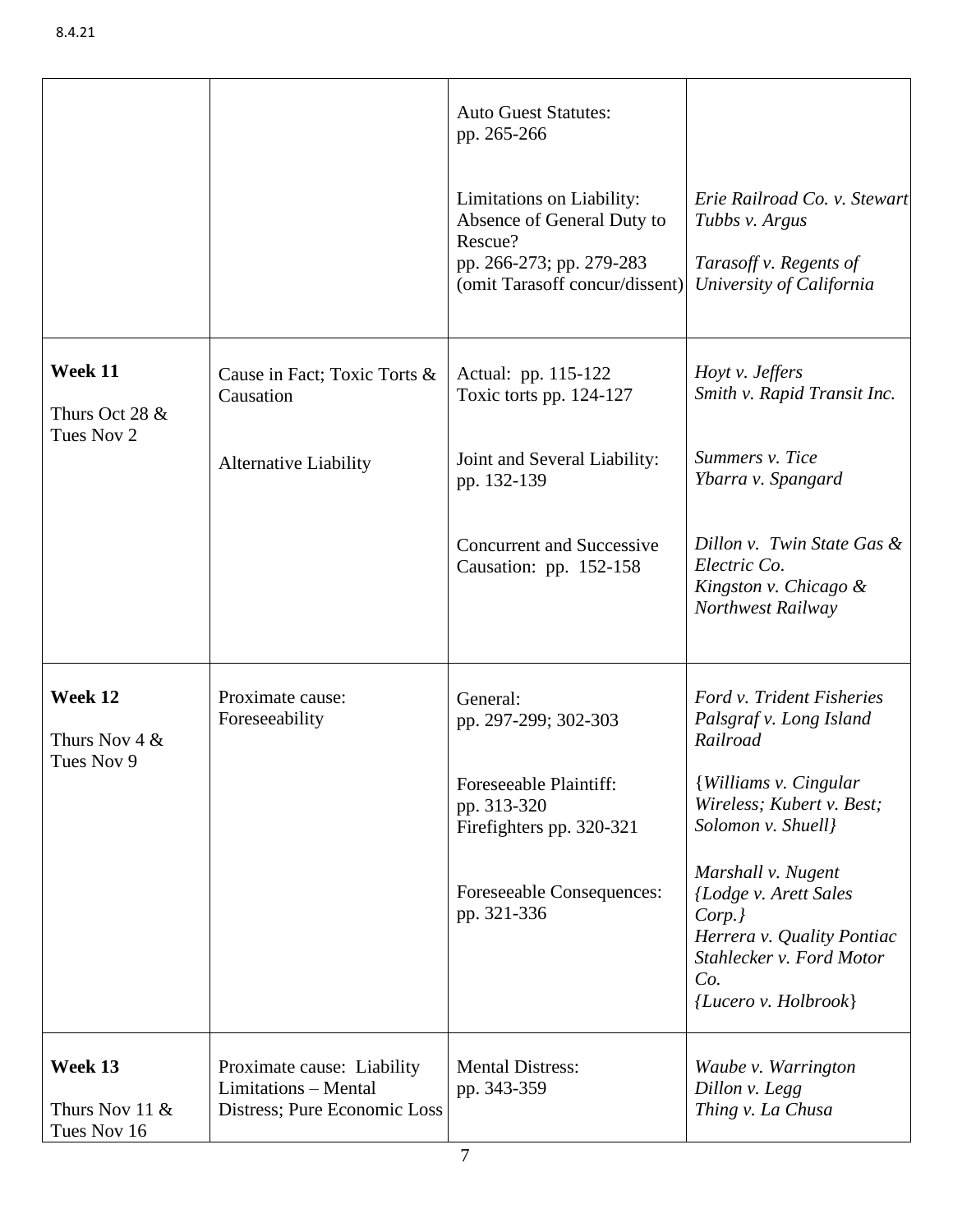8.4.21

| | | | |
|---|---|---|---|
| | | Auto Guest Statutes:<br>pp. 265-266<br><br>Limitations on Liability: Absence of General Duty to Rescue?<br>pp. 266-273; pp. 279-283 (omit Tarasoff concur/dissent) | <br><br><br>*Erie Railroad Co. v. Stewart*<br>*Tubbs v. Argus*<br><br>*Tarasoff v. Regents of University of California* |
| **Week 11**<br><br>Thurs Oct 28 & Tues Nov 2 | Cause in Fact; Toxic Torts & Causation<br><br>Alternative Liability | Actual: pp. 115-122<br>Toxic torts pp. 124-127<br><br>Joint and Several Liability: pp. 132-139<br><br>Concurrent and Successive Causation: pp. 152-158 | *Hoyt v. Jeffers*<br>*Smith v. Rapid Transit Inc.*<br><br>*Summers v. Tice*<br>*Ybarra v. Spangard*<br><br>*Dillon v. Twin State Gas & Electric Co.*<br>*Kingston v. Chicago & Northwest Railway* |
| **Week 12**<br><br>Thurs Nov 4 & Tues Nov 9 | Proximate cause: Foreseeability | General:<br>pp. 297-299; 302-303<br><br>Foreseeable Plaintiff:<br>pp. 313-320<br>Firefighters pp. 320-321<br><br>Foreseeable Consequences: pp. 321-336 | *Ford v. Trident Fisheries*<br>*Palsgraf v. Long Island Railroad*<br><br>{*Williams v. Cingular Wireless; Kubert v. Best; Solomon v. Shuell*}<br><br>*Marshall v. Nugent*<br>{*Lodge v. Arett Sales Corp.*}<br>*Herrera v. Quality Pontiac*<br>*Stahlecker v. Ford Motor Co.*<br>{*Lucero v. Holbrook*} |
| **Week 13**<br><br>Thurs Nov 11 & Tues Nov 16 | Proximate cause: Liability Limitations – Mental Distress; Pure Economic Loss | Mental Distress:<br>pp. 343-359 | *Waube v. Warrington*<br>*Dillon v. Legg*<br>*Thing v. La Chusa* |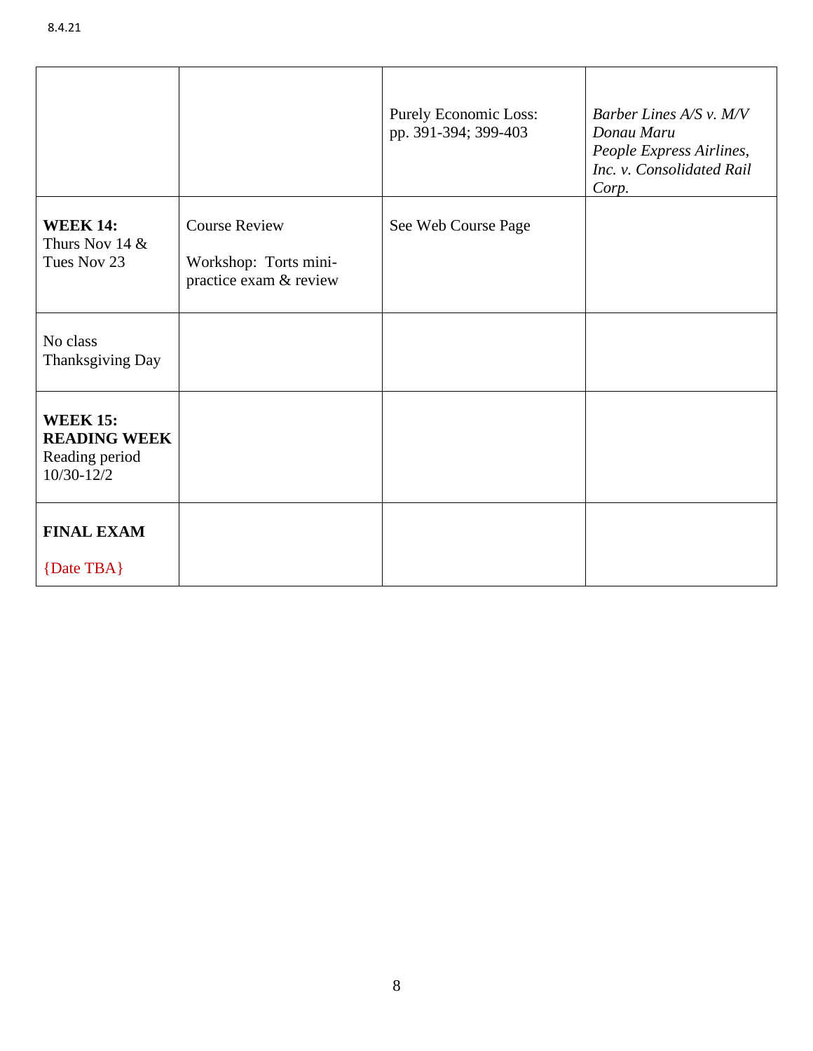| | | | |
|---|---|---|---|
| | | Purely Economic Loss: pp. 391-394; 399-403 | *Barber Lines A/S v. M/V Donau Maru*<br>*People Express Airlines, Inc. v. Consolidated Rail Corp.* |
| **WEEK 14:** Thurs Nov 14 & Tues Nov 23 | Course Review<br><br>Workshop: Torts mini-practice exam & review | See Web Course Page | |
| No class Thanksgiving Day | | | |
| **WEEK 15: READING WEEK** Reading period 10/30-12/2 | | | |
| **FINAL EXAM**<br><br>{Date TBA} | | | |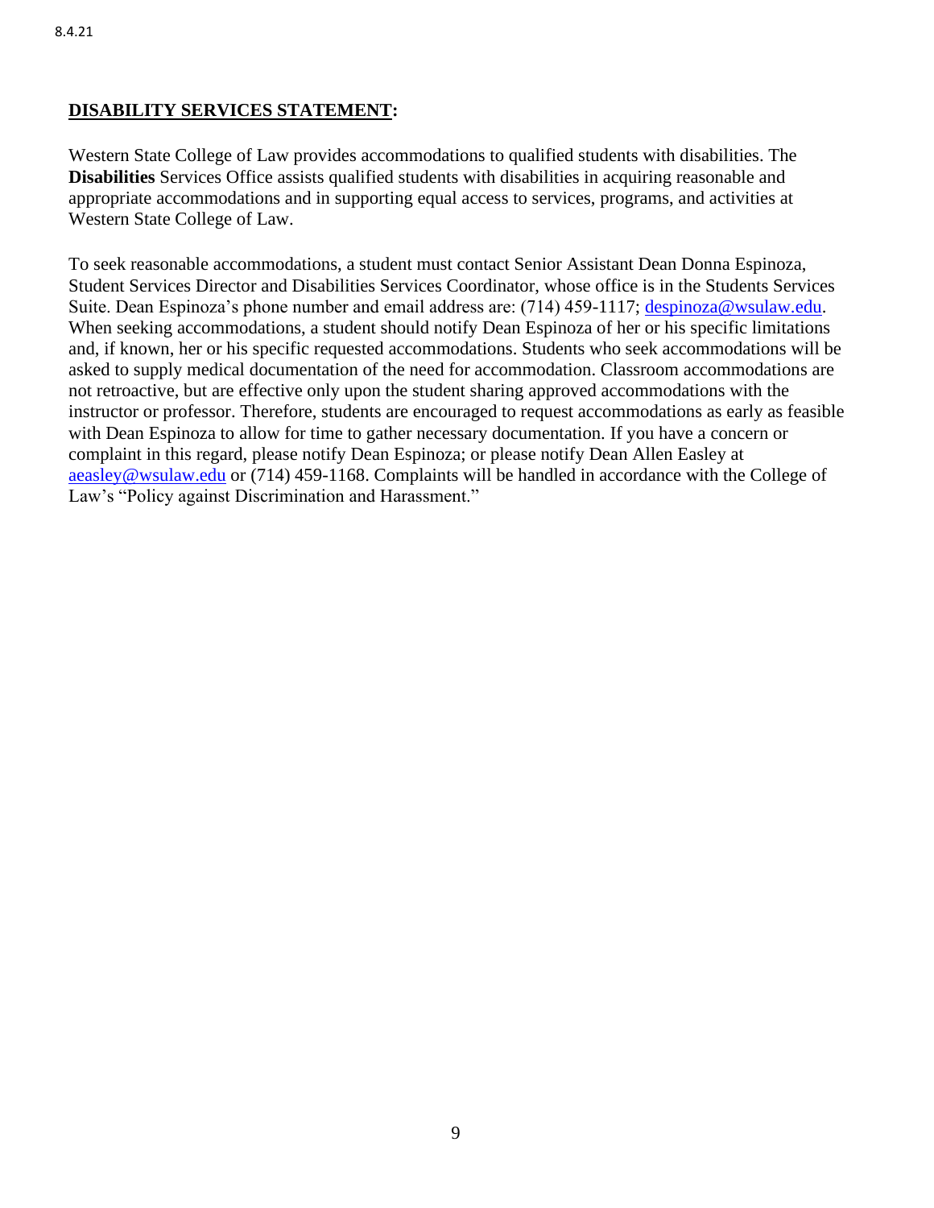## **DISABILITY SERVICES STATEMENT:**

Western State College of Law provides accommodations to qualified students with disabilities. The **Disabilities** Services Office assists qualified students with disabilities in acquiring reasonable and appropriate accommodations and in supporting equal access to services, programs, and activities at Western State College of Law.

To seek reasonable accommodations, a student must contact Senior Assistant Dean Donna Espinoza, Student Services Director and Disabilities Services Coordinator, whose office is in the Students Services Suite. Dean Espinoza's phone number and email address are: (714) 459-1117; despinoza@wsulaw.edu. When seeking accommodations, a student should notify Dean Espinoza of her or his specific limitations and, if known, her or his specific requested accommodations. Students who seek accommodations will be asked to supply medical documentation of the need for accommodation. Classroom accommodations are not retroactive, but are effective only upon the student sharing approved accommodations with the instructor or professor. Therefore, students are encouraged to request accommodations as early as feasible with Dean Espinoza to allow for time to gather necessary documentation. If you have a concern or complaint in this regard, please notify Dean Espinoza; or please notify Dean Allen Easley at aeasley@wsulaw.edu or (714) 459-1168. Complaints will be handled in accordance with the College of Law's "Policy against Discrimination and Harassment."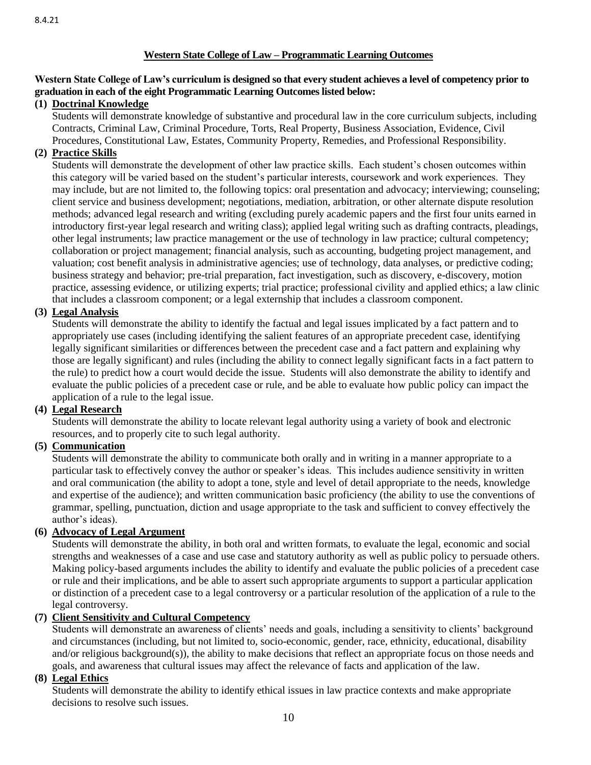8.4.21

## Western State College of Law – Programmatic Learning Outcomes

**Western State College of Law's curriculum is designed so that every student achieves a level of competency prior to graduation in each of the eight Programmatic Learning Outcomes listed below:**

**(1) Doctrinal Knowledge**

Students will demonstrate knowledge of substantive and procedural law in the core curriculum subjects, including Contracts, Criminal Law, Criminal Procedure, Torts, Real Property, Business Association, Evidence, Civil Procedures, Constitutional Law, Estates, Community Property, Remedies, and Professional Responsibility.

**(2) Practice Skills**

Students will demonstrate the development of other law practice skills. Each student's chosen outcomes within this category will be varied based on the student's particular interests, coursework and work experiences. They may include, but are not limited to, the following topics: oral presentation and advocacy; interviewing; counseling; client service and business development; negotiations, mediation, arbitration, or other alternate dispute resolution methods; advanced legal research and writing (excluding purely academic papers and the first four units earned in introductory first-year legal research and writing class); applied legal writing such as drafting contracts, pleadings, other legal instruments; law practice management or the use of technology in law practice; cultural competency; collaboration or project management; financial analysis, such as accounting, budgeting project management, and valuation; cost benefit analysis in administrative agencies; use of technology, data analyses, or predictive coding; business strategy and behavior; pre-trial preparation, fact investigation, such as discovery, e-discovery, motion practice, assessing evidence, or utilizing experts; trial practice; professional civility and applied ethics; a law clinic that includes a classroom component; or a legal externship that includes a classroom component.

**(3) Legal Analysis**

Students will demonstrate the ability to identify the factual and legal issues implicated by a fact pattern and to appropriately use cases (including identifying the salient features of an appropriate precedent case, identifying legally significant similarities or differences between the precedent case and a fact pattern and explaining why those are legally significant) and rules (including the ability to connect legally significant facts in a fact pattern to the rule) to predict how a court would decide the issue. Students will also demonstrate the ability to identify and evaluate the public policies of a precedent case or rule, and be able to evaluate how public policy can impact the application of a rule to the legal issue.

**(4) Legal Research**

Students will demonstrate the ability to locate relevant legal authority using a variety of book and electronic resources, and to properly cite to such legal authority.

**(5) Communication**

Students will demonstrate the ability to communicate both orally and in writing in a manner appropriate to a particular task to effectively convey the author or speaker's ideas. This includes audience sensitivity in written and oral communication (the ability to adopt a tone, style and level of detail appropriate to the needs, knowledge and expertise of the audience); and written communication basic proficiency (the ability to use the conventions of grammar, spelling, punctuation, diction and usage appropriate to the task and sufficient to convey effectively the author's ideas).

**(6) Advocacy of Legal Argument**

Students will demonstrate the ability, in both oral and written formats, to evaluate the legal, economic and social strengths and weaknesses of a case and use case and statutory authority as well as public policy to persuade others. Making policy-based arguments includes the ability to identify and evaluate the public policies of a precedent case or rule and their implications, and be able to assert such appropriate arguments to support a particular application or distinction of a precedent case to a legal controversy or a particular resolution of the application of a rule to the legal controversy.

**(7) Client Sensitivity and Cultural Competency**

Students will demonstrate an awareness of clients' needs and goals, including a sensitivity to clients' background and circumstances (including, but not limited to, socio-economic, gender, race, ethnicity, educational, disability and/or religious background(s)), the ability to make decisions that reflect an appropriate focus on those needs and goals, and awareness that cultural issues may affect the relevance of facts and application of the law.

**(8) Legal Ethics**

Students will demonstrate the ability to identify ethical issues in law practice contexts and make appropriate decisions to resolve such issues.